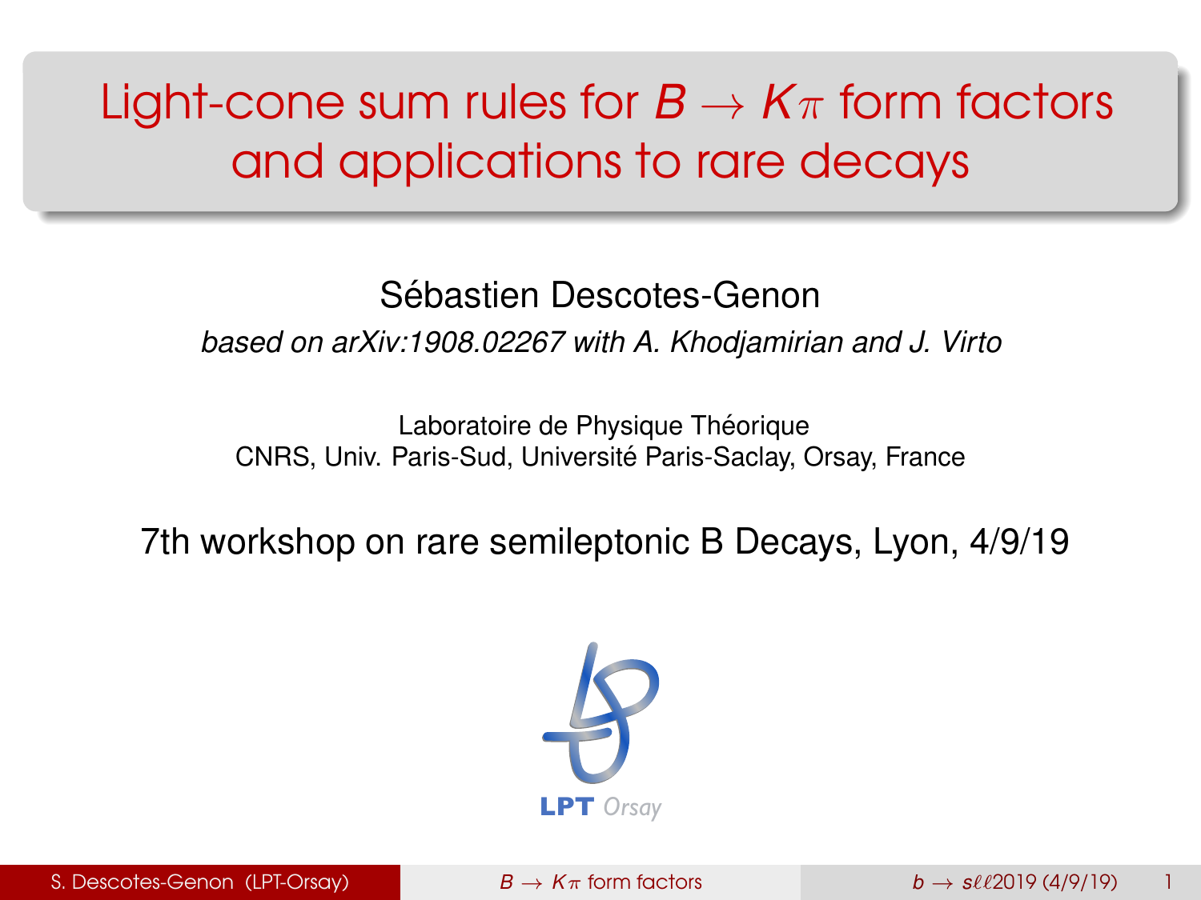# Light-cone sum rules for $B \to K\pi$ form factors and applications to rare decays

Sébastien Descotes-Genon

*based on arXiv:1908.02267 with A. Khodjamirian and J. Virto*

Laboratoire de Physique Théorique
CNRS, Univ. Paris-Sud, Université Paris-Saclay, Orsay, France

7th workshop on rare semileptonic B Decays, Lyon, 4/9/19

**LPT** *Orsay*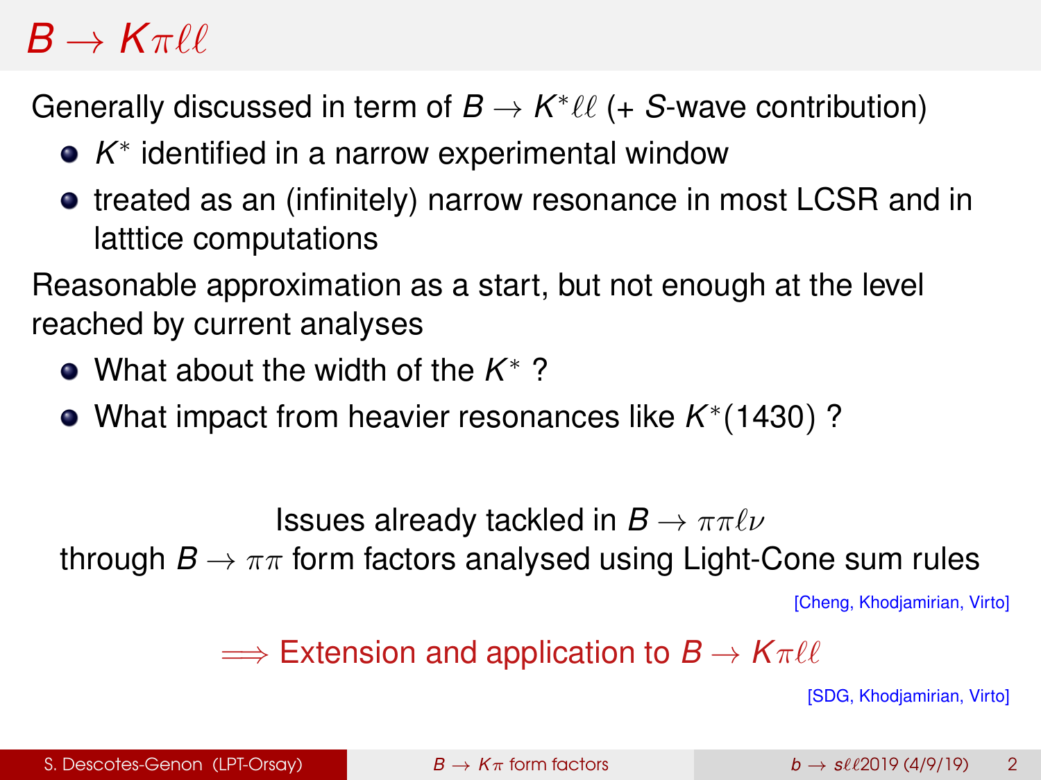# $B \to K\pi\ell\ell$

Generally discussed in term of $B \to K^*\ell\ell$ (+ $S$-wave contribution)

- $K^*$ identified in a narrow experimental window
- treated as an (infinitely) narrow resonance in most LCSR and in latttice computations

Reasonable approximation as a start, but not enough at the level reached by current analyses

- What about the width of the $K^*$ ?
- What impact from heavier resonances like $K^*(1430)$ ?

Issues already tackled in $B \to \pi\pi\ell\nu$
through $B \to \pi\pi$ form factors analysed using Light-Cone sum rules

[Cheng, Khodjamirian, Virto]

$\Longrightarrow$ Extension and application to $B \to K\pi\ell\ell$

[SDG, Khodjamirian, Virto]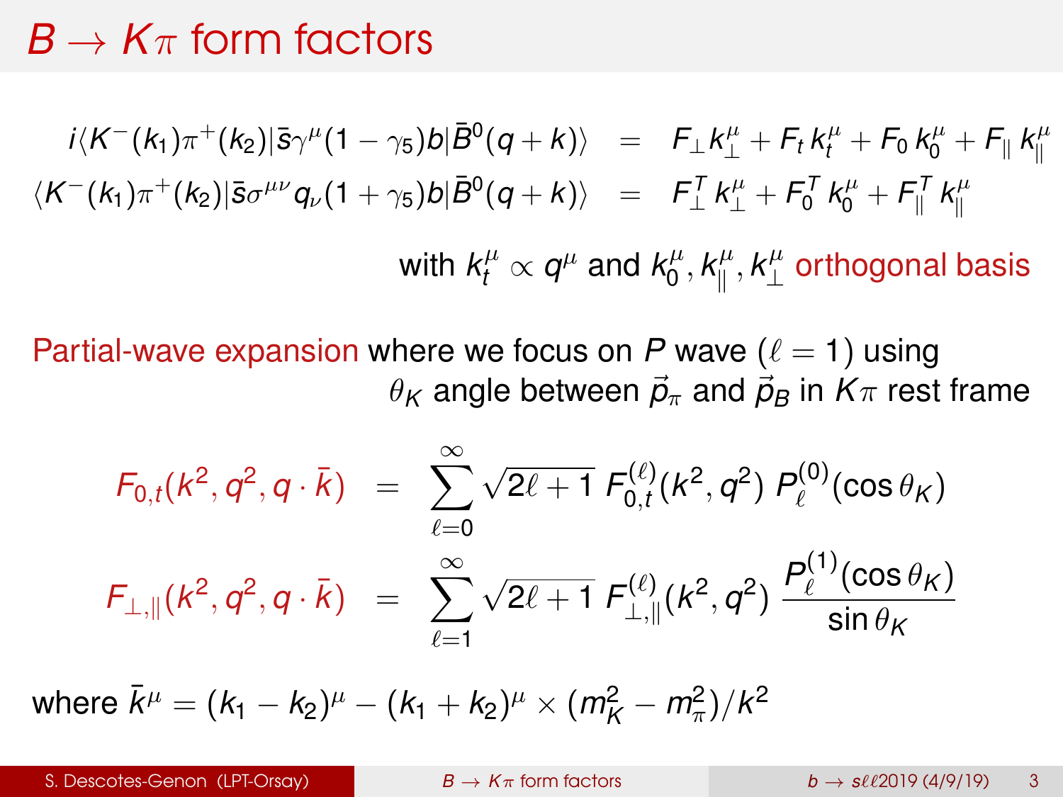# $B \to K\pi$ form factors

$$
\begin{aligned}
i\langle K^-(k_1)\pi^+(k_2)|\bar{s}\gamma^\mu(1-\gamma_5)b|\bar{B}^0(q+k)\rangle &= F_\perp k_\perp^\mu + F_t\, k_t^\mu + F_0\, k_0^\mu + F_\parallel\, k_\parallel^\mu \\
\langle K^-(k_1)\pi^+(k_2)|\bar{s}\sigma^{\mu\nu}q_\nu(1+\gamma_5)b|\bar{B}^0(q+k)\rangle &= F_\perp^T\, k_\perp^\mu + F_0^T\, k_0^\mu + F_\parallel^T\, k_\parallel^\mu
\end{aligned}
$$

with $k_t^\mu \propto q^\mu$ and $k_0^\mu, k_\parallel^\mu, k_\perp^\mu$ orthogonal basis

Partial-wave expansion where we focus on $P$ wave ($\ell = 1$) using $\theta_K$ angle between $\vec{p}_\pi$ and $\vec{p}_B$ in $K\pi$ rest frame

$$
\begin{aligned}
F_{0,t}(k^2, q^2, q\cdot\bar{k}) &= \sum_{\ell=0}^{\infty} \sqrt{2\ell+1}\, F_{0,t}^{(\ell)}(k^2, q^2)\, P_\ell^{(0)}(\cos\theta_K) \\
F_{\perp,\parallel}(k^2, q^2, q\cdot\bar{k}) &= \sum_{\ell=1}^{\infty} \sqrt{2\ell+1}\, F_{\perp,\parallel}^{(\ell)}(k^2, q^2)\, \frac{P_\ell^{(1)}(\cos\theta_K)}{\sin\theta_K}
\end{aligned}
$$

where $\bar{k}^\mu = (k_1 - k_2)^\mu - (k_1 + k_2)^\mu \times (m_K^2 - m_\pi^2)/k^2$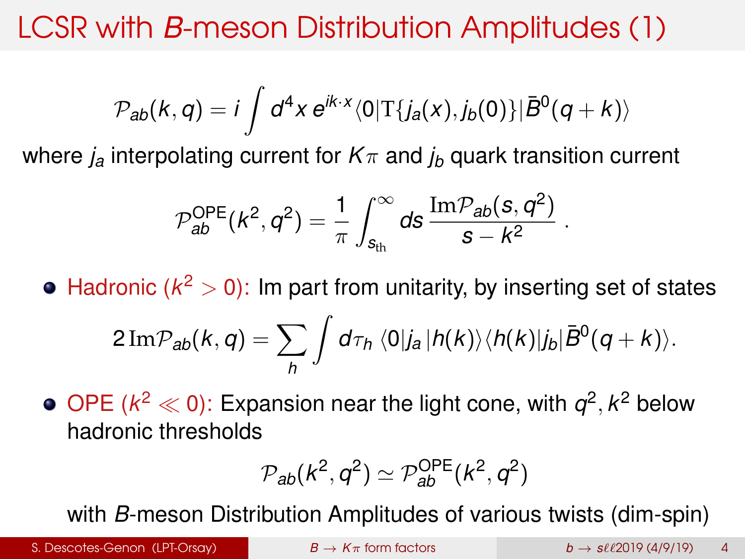# LCSR with $B$-meson Distribution Amplitudes (1)

$$\mathcal{P}_{ab}(k,q) = i\int d^4x\, e^{ik\cdot x}\langle 0|\mathrm{T}\{j_a(x), j_b(0)\}|\bar{B}^0(q+k)\rangle$$

where $j_a$ interpolating current for $K\pi$ and $j_b$ quark transition current

$$\mathcal{P}_{ab}^{\mathrm{OPE}}(k^2,q^2) = \frac{1}{\pi}\int_{s_{\mathrm{th}}}^{\infty} ds\, \frac{\mathrm{Im}\mathcal{P}_{ab}(s,q^2)}{s-k^2}\,.$$

- Hadronic ($k^2 > 0$): Im part from unitarity, by inserting set of states

$$2\,\mathrm{Im}\mathcal{P}_{ab}(k,q) = \sum_h \int d\tau_h\, \langle 0|j_a\,|h(k)\rangle\langle h(k)|j_b|\bar{B}^0(q+k)\rangle.$$

- OPE ($k^2 \ll 0$): Expansion near the light cone, with $q^2, k^2$ below hadronic thresholds

$$\mathcal{P}_{ab}(k^2,q^2) \simeq \mathcal{P}_{ab}^{\mathrm{OPE}}(k^2,q^2)$$

  with $B$-meson Distribution Amplitudes of various twists (dim-spin)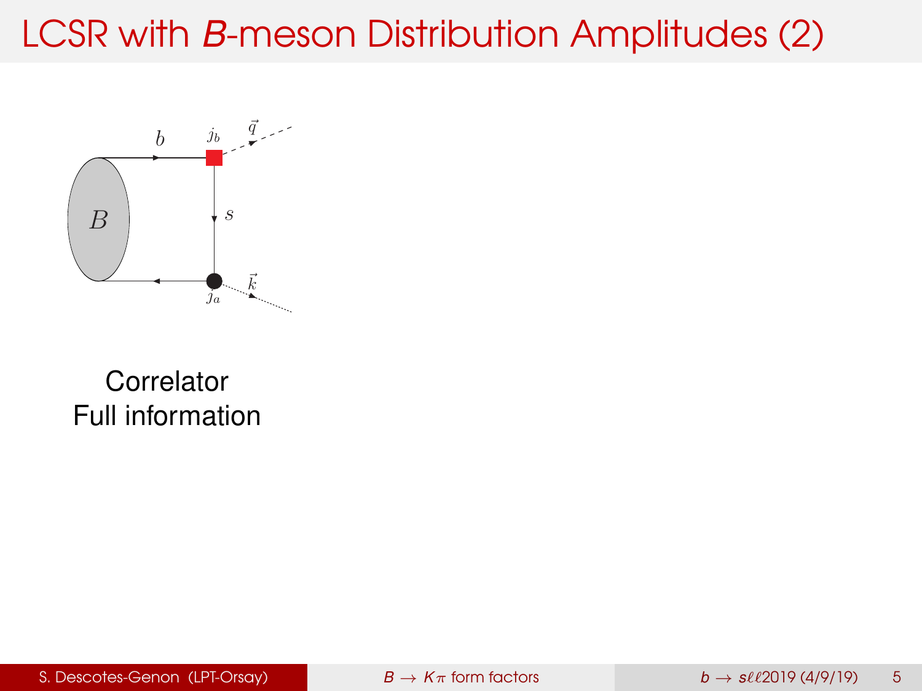# LCSR with *B*-meson Distribution Amplitudes (2)

Correlator
Full information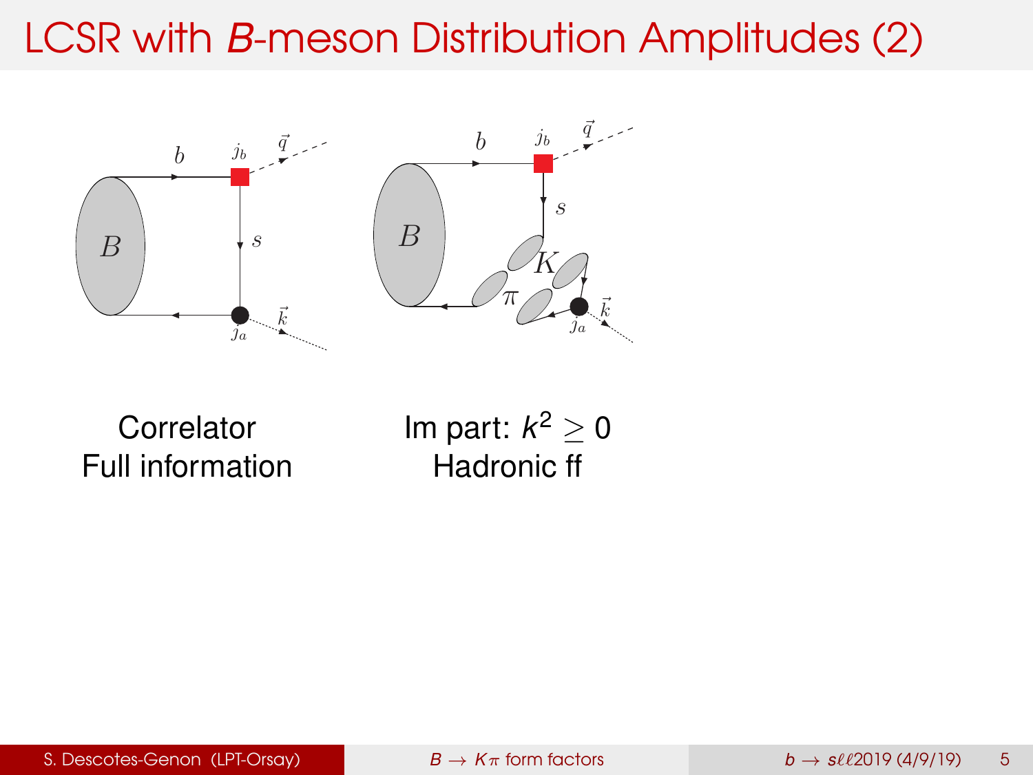# LCSR with *B*-meson Distribution Amplitudes (2)

Correlator
Full information

Im part: $k^2 \geq 0$
Hadronic ff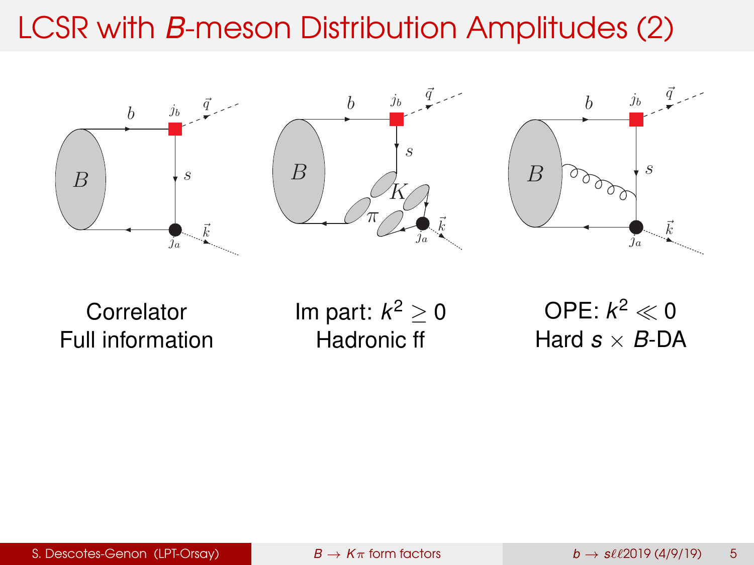# LCSR with $B$-meson Distribution Amplitudes (2)

| Correlator | Im part: $k^2 \geq 0$ | OPE: $k^2 \ll 0$ |
|---|---|---|
| Full information | Hadronic ff | Hard $s \times B$-DA |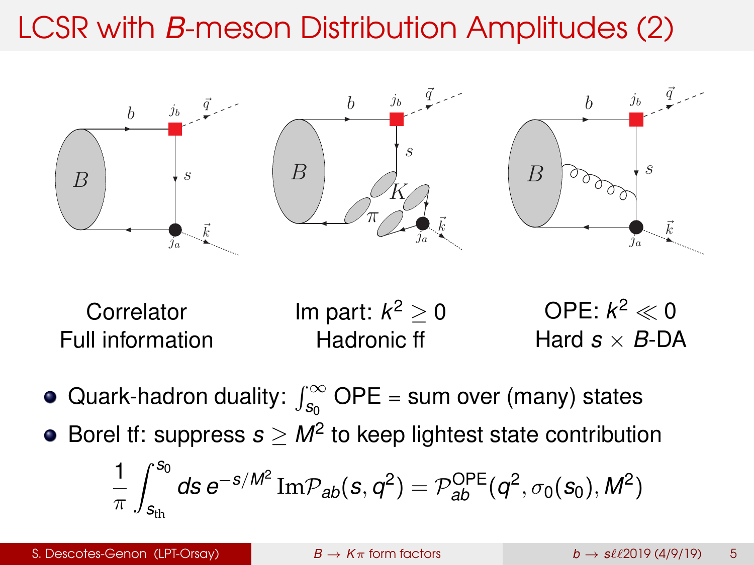# LCSR with *B*-meson Distribution Amplitudes (2)

Correlator
Full information

Im part: $k^2 \geq 0$
Hadronic ff

OPE: $k^2 \ll 0$
Hard $s \times B$-DA

- Quark-hadron duality: $\int_{s_0}^{\infty}$ OPE = sum over (many) states
- Borel tf: suppress $s \geq M^2$ to keep lightest state contribution

$$\frac{1}{\pi}\int_{s_{\rm th}}^{s_0} ds\, e^{-s/M^2}\,\mathrm{Im}\mathcal{P}_{ab}(s,q^2) = \mathcal{P}_{ab}^{\rm OPE}(q^2,\sigma_0(s_0),M^2)$$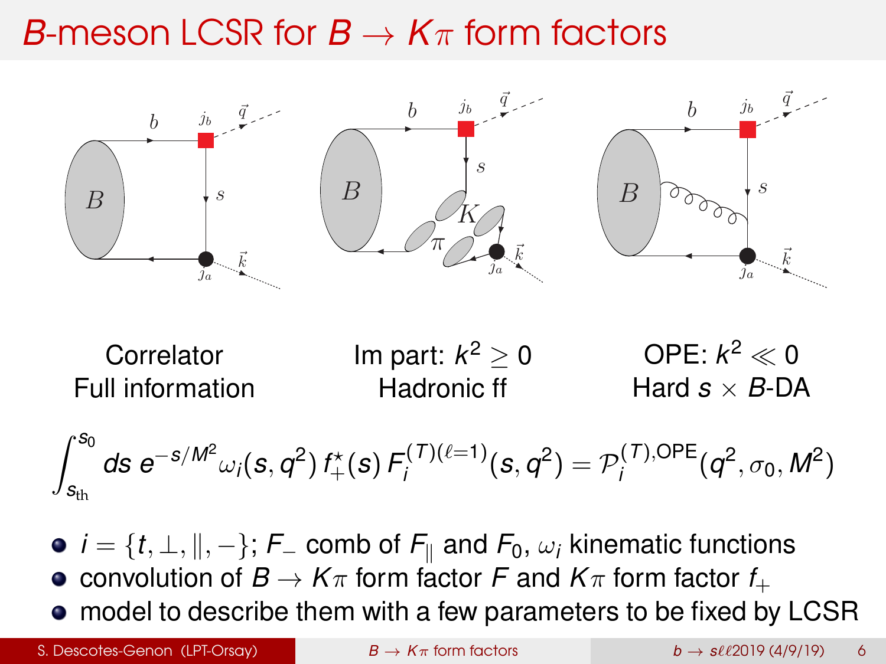# $B$-meson LCSR for $B \to K\pi$ form factors

Correlator
Full information

Im part: $k^2 \geq 0$
Hadronic ff

OPE: $k^2 \ll 0$
Hard $s \times B$-DA

$$\int_{s_{\rm th}}^{s_0} ds\, e^{-s/M^2} \omega_i(s,q^2)\, f_+^\star(s)\, F_i^{(T)(\ell=1)}(s,q^2) = \mathcal{P}_i^{(T),\rm OPE}(q^2,\sigma_0,M^2)$$

- $i = \{t, \perp, \|, -\}$; $F_-$ comb of $F_\|$ and $F_0$, $\omega_i$ kinematic functions
- convolution of $B \to K\pi$ form factor $F$ and $K\pi$ form factor $f_+$
- model to describe them with a few parameters to be fixed by LCSR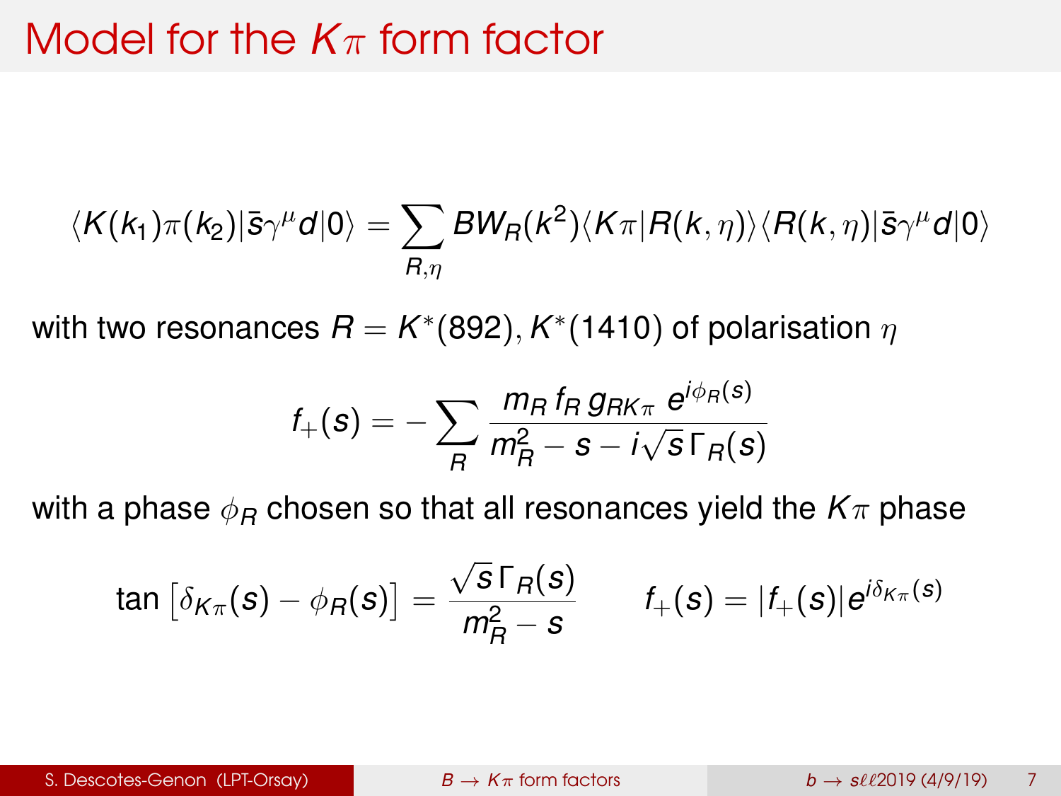# Model for the $K\pi$ form factor

$$\langle K(k_1)\pi(k_2)|\bar{s}\gamma^\mu d|0\rangle = \sum_{R,\eta} BW_R(k^2)\langle K\pi|R(k,\eta)\rangle\langle R(k,\eta)|\bar{s}\gamma^\mu d|0\rangle$$

with two resonances $R = K^*(892), K^*(1410)$ of polarisation $\eta$

$$f_+(s) = -\sum_R \frac{m_R\, f_R\, g_{RK\pi}\; e^{i\phi_R(s)}}{m_R^2 - s - i\sqrt{s}\,\Gamma_R(s)}$$

with a phase $\phi_R$ chosen so that all resonances yield the $K\pi$ phase

$$\tan\left[\delta_{K\pi}(s) - \phi_R(s)\right] = \frac{\sqrt{s}\,\Gamma_R(s)}{m_R^2 - s} \qquad f_+(s) = |f_+(s)|e^{i\delta_{K\pi}(s)}$$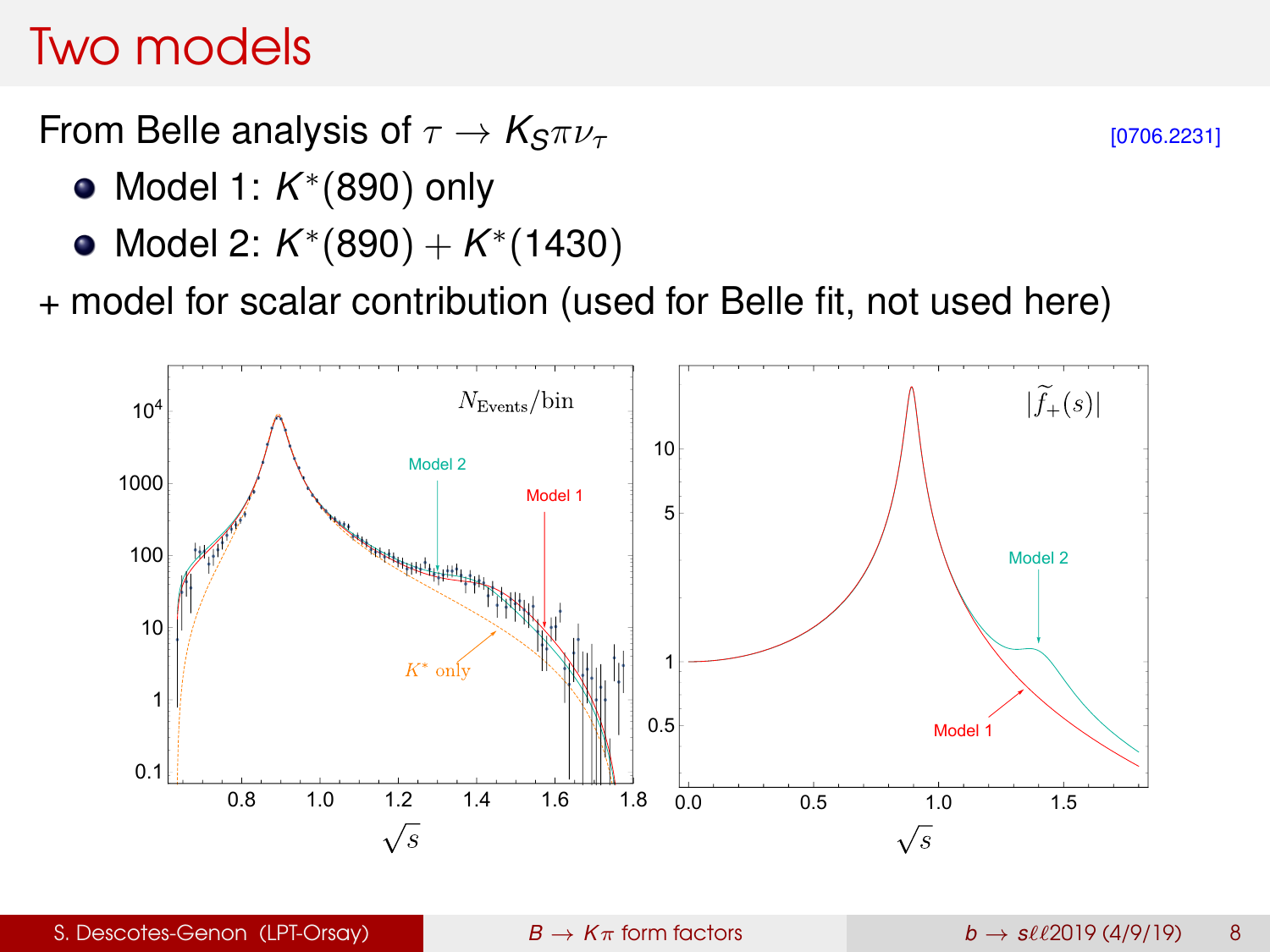# Two models

From Belle analysis of $\tau \to K_S \pi \nu_\tau$ [0706.2231]

- Model 1: $K^*(890)$ only
- Model 2: $K^*(890) + K^*(1430)$

+ model for scalar contribution (used for Belle fit, not used here)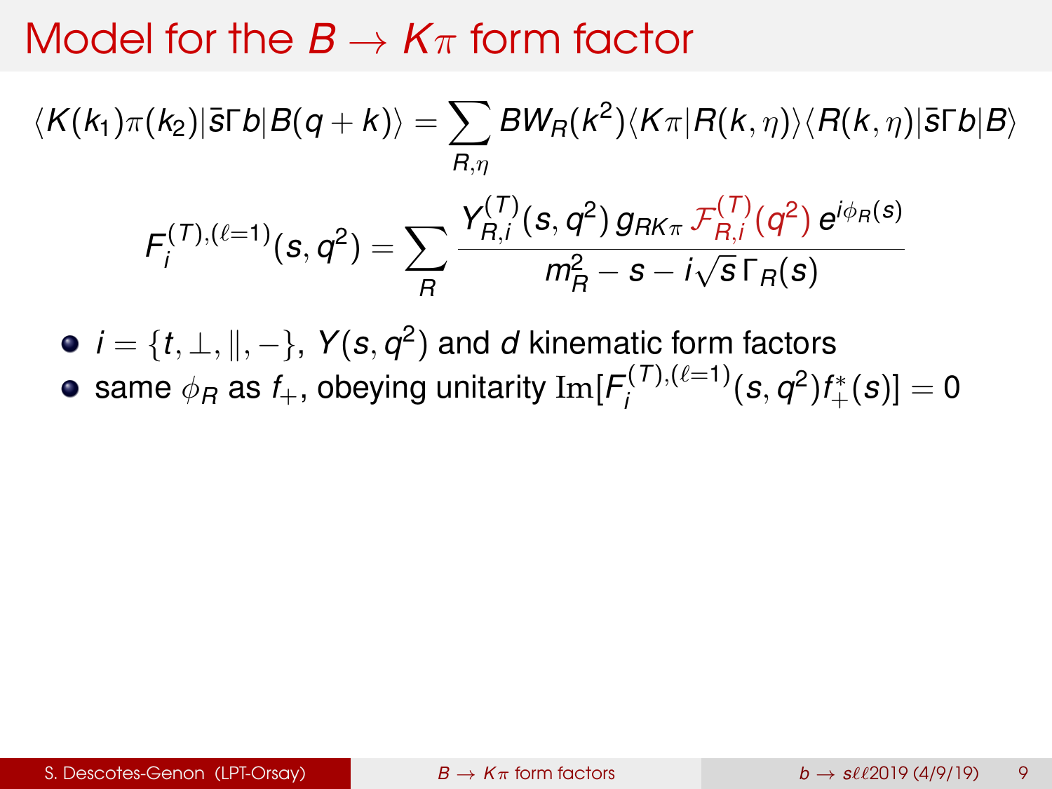# Model for the $B \to K\pi$ form factor

$$\langle K(k_1)\pi(k_2)|\bar{s}\Gamma b|B(q+k)\rangle = \sum_{R,\eta} BW_R(k^2)\langle K\pi|R(k,\eta)\rangle\langle R(k,\eta)|\bar{s}\Gamma b|B\rangle$$

$$F_i^{(T),(\ell=1)}(s,q^2) = \sum_R \frac{Y_{R,i}^{(T)}(s,q^2)\, g_{RK\pi}\, \mathcal{F}_{R,i}^{(T)}(q^2)\, e^{i\phi_R(s)}}{m_R^2 - s - i\sqrt{s}\,\Gamma_R(s)}$$

- $i = \{t, \perp, \|, -\}$, $Y(s,q^2)$ and $d$ kinematic form factors
- same $\phi_R$ as $f_+$, obeying unitarity $\mathrm{Im}[F_i^{(T),(\ell=1)}(s,q^2) f_+^*(s)] = 0$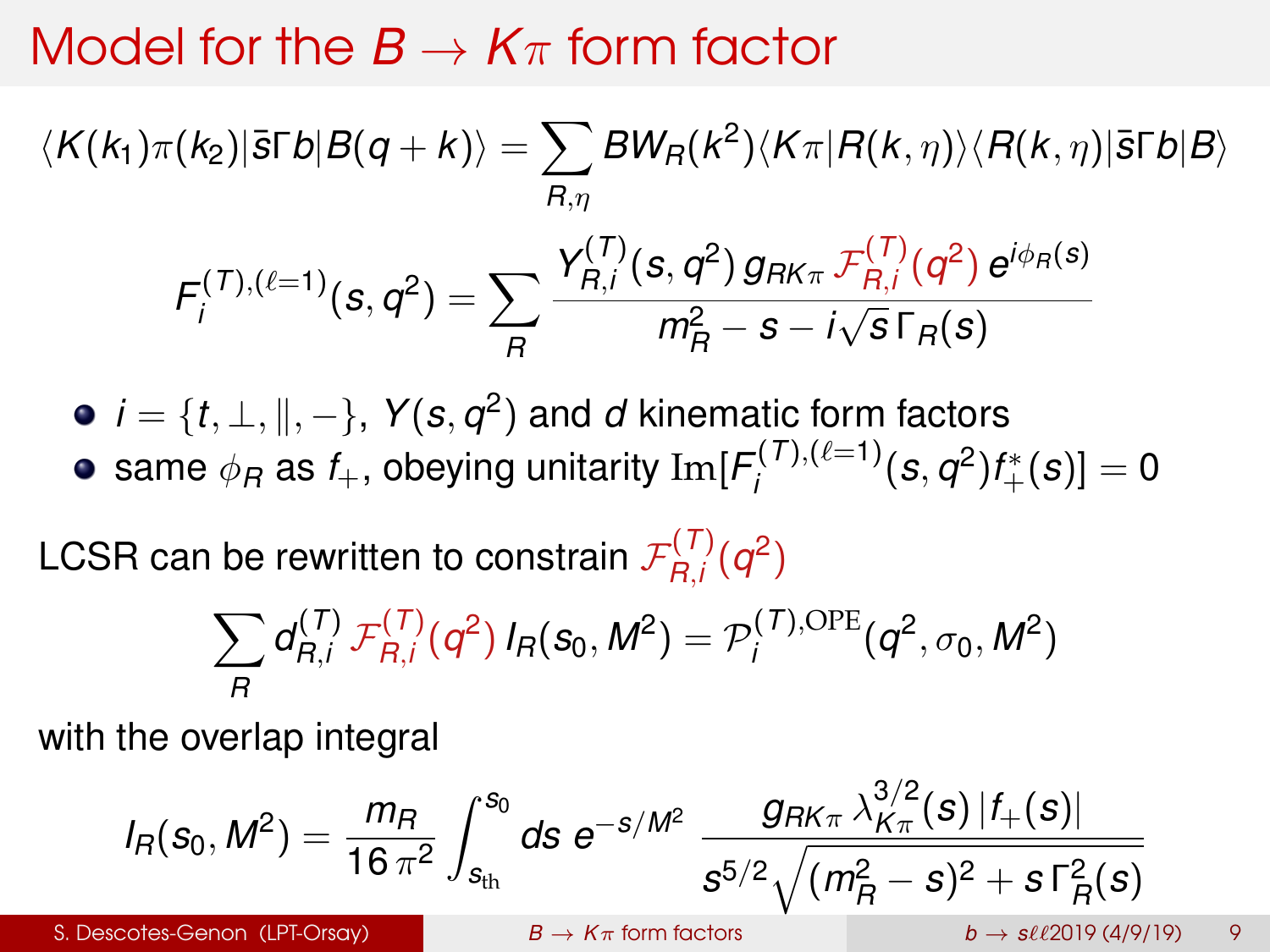# Model for the $B \to K\pi$ form factor

$$\langle K(k_1)\pi(k_2)|\bar{s}\Gamma b|B(q+k)\rangle = \sum_{R,\eta} BW_R(k^2)\langle K\pi|R(k,\eta)\rangle\langle R(k,\eta)|\bar{s}\Gamma b|B\rangle$$

$$F_i^{(T),(\ell=1)}(s,q^2) = \sum_R \frac{Y_{R,i}^{(T)}(s,q^2)\, g_{RK\pi}\, \mathcal{F}_{R,i}^{(T)}(q^2)\, e^{i\phi_R(s)}}{m_R^2 - s - i\sqrt{s}\,\Gamma_R(s)}$$

- $i = \{t, \perp, \|, -\}$, $Y(s,q^2)$ and $d$ kinematic form factors
- same $\phi_R$ as $f_+$, obeying unitarity $\mathrm{Im}[F_i^{(T),(\ell=1)}(s,q^2)f_+^*(s)] = 0$

LCSR can be rewritten to constrain $\mathcal{F}_{R,i}^{(T)}(q^2)$

$$\sum_R d_{R,i}^{(T)}\, \mathcal{F}_{R,i}^{(T)}(q^2)\, I_R(s_0, M^2) = \mathcal{P}_i^{(T),\mathrm{OPE}}(q^2, \sigma_0, M^2)$$

with the overlap integral

$$I_R(s_0, M^2) = \frac{m_R}{16\,\pi^2}\int_{s_{\mathrm{th}}}^{s_0} ds\; e^{-s/M^2}\; \frac{g_{RK\pi}\,\lambda_{K\pi}^{3/2}(s)\,|f_+(s)|}{s^{5/2}\sqrt{(m_R^2 - s)^2 + s\,\Gamma_R^2(s)}}$$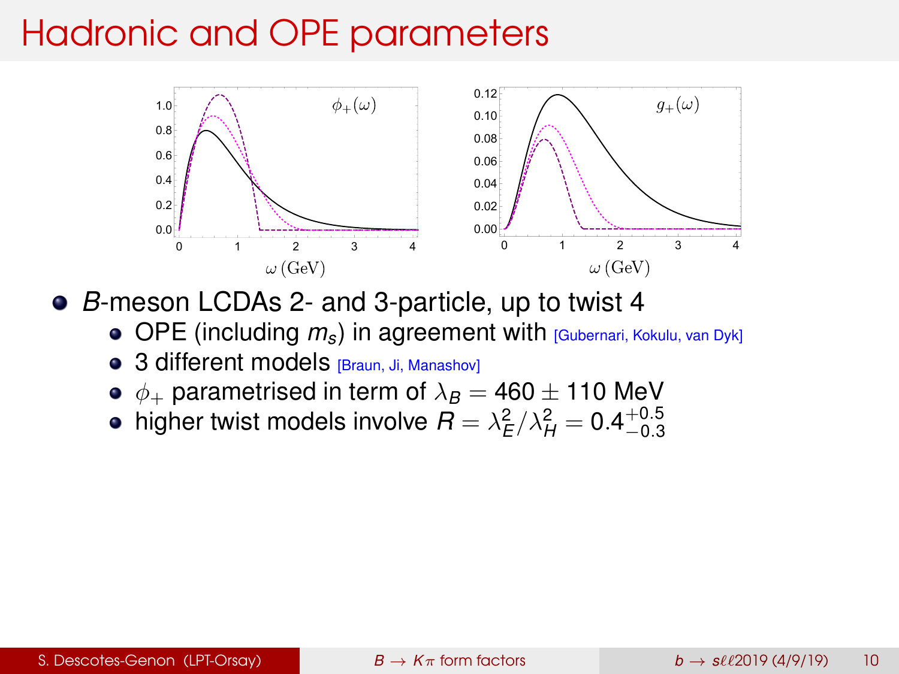# Hadronic and OPE parameters

- *B*-meson LCDAs 2- and 3-particle, up to twist 4
  - OPE (including $m_s$) in agreement with [Gubernari, Kokulu, van Dyk]
  - 3 different models [Braun, Ji, Manashov]
  - $\phi_+$ parametrised in term of $\lambda_B = 460 \pm 110$ MeV
  - higher twist models involve $R = \lambda_E^2/\lambda_H^2 = 0.4^{+0.5}_{-0.3}$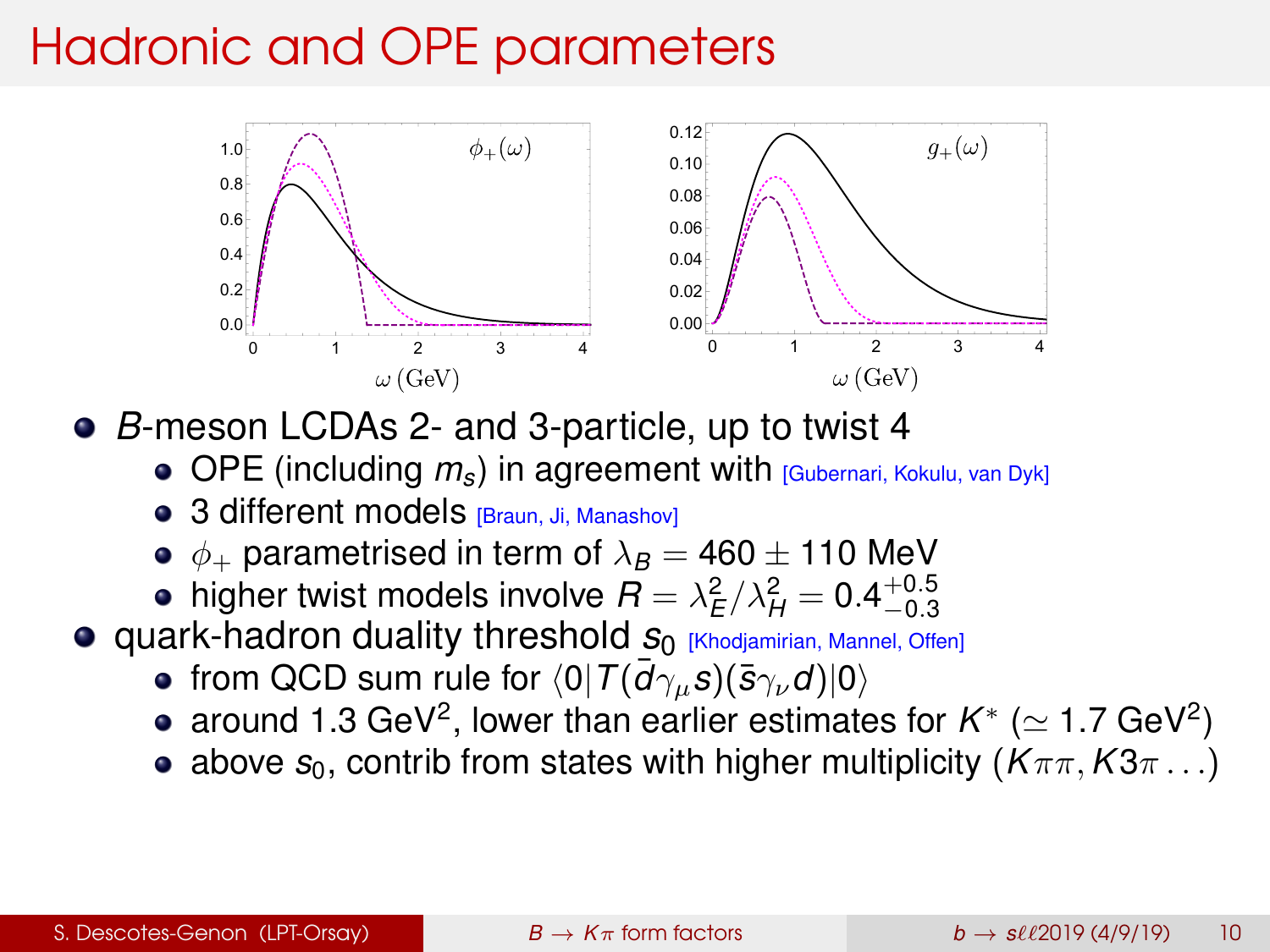# Hadronic and OPE parameters

- $B$-meson LCDAs 2- and 3-particle, up to twist 4
  - OPE (including $m_s$) in agreement with [Gubernari, Kokulu, van Dyk]
  - 3 different models [Braun, Ji, Manashov]
  - $\phi_+$ parametrised in term of $\lambda_B = 460 \pm 110$ MeV
  - higher twist models involve $R = \lambda_E^2/\lambda_H^2 = 0.4^{+0.5}_{-0.3}$
- quark-hadron duality threshold $s_0$ [Khodjamirian, Mannel, Offen]
  - from QCD sum rule for $\langle 0|T(\bar{d}\gamma_\mu s)(\bar{s}\gamma_\nu d)|0\rangle$
  - around 1.3 GeV$^2$, lower than earlier estimates for $K^*$ ($\simeq 1.7$ GeV$^2$)
  - above $s_0$, contrib from states with higher multiplicity ($K\pi\pi, K3\pi \ldots$)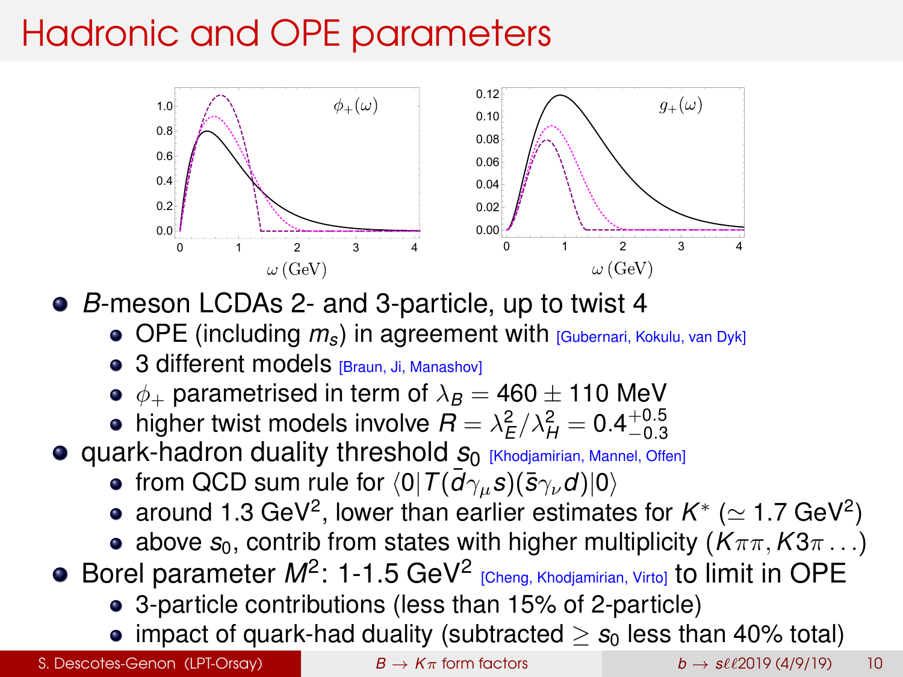# Hadronic and OPE parameters

- $B$-meson LCDAs 2- and 3-particle, up to twist 4
  - OPE (including $m_s$) in agreement with [Gubernari, Kokulu, van Dyk]
  - 3 different models [Braun, Ji, Manashov]
  - $\phi_+$ parametrised in term of $\lambda_B = 460 \pm 110$ MeV
  - higher twist models involve $R = \lambda_E^2/\lambda_H^2 = 0.4^{+0.5}_{-0.3}$
- quark-hadron duality threshold $s_0$ [Khodjamirian, Mannel, Offen]
  - from QCD sum rule for $\langle 0|T(\bar{d}\gamma_\mu s)(\bar{s}\gamma_\nu d)|0\rangle$
  - around 1.3 GeV$^2$, lower than earlier estimates for $K^*$ ($\simeq 1.7$ GeV$^2$)
  - above $s_0$, contrib from states with higher multiplicity ($K\pi\pi, K3\pi\ldots$)
- Borel parameter $M^2$: 1-1.5 GeV$^2$ [Cheng, Khodjamirian, Virto] to limit in OPE
  - 3-particle contributions (less than 15% of 2-particle)
  - impact of quark-had duality (subtracted $\geq s_0$ less than 40% total)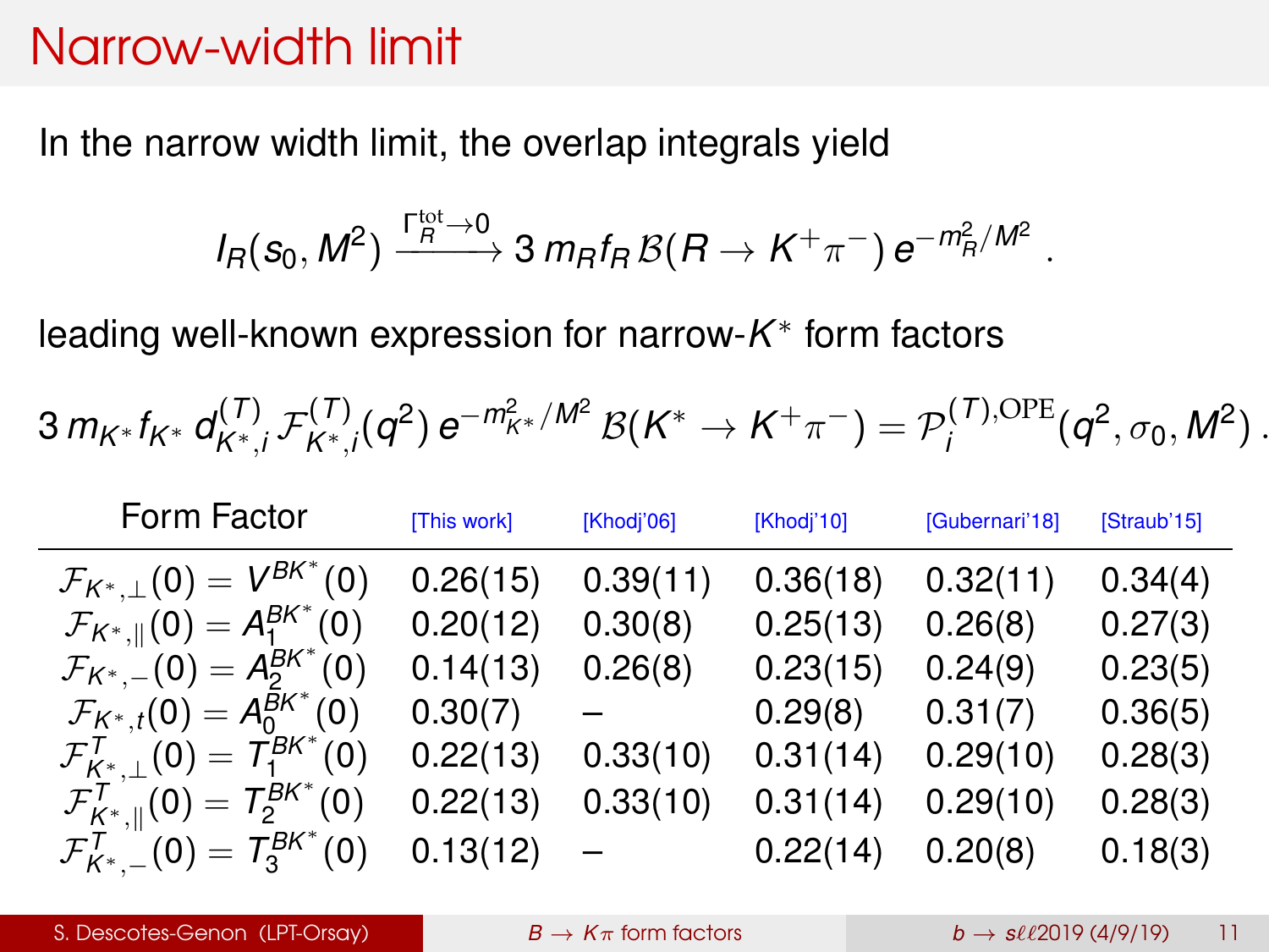# Narrow-width limit

In the narrow width limit, the overlap integrals yield

$$I_R(s_0, M^2) \xrightarrow{\Gamma_R^{\rm tot}\to 0} 3\, m_R f_R\, \mathcal{B}(R \to K^+\pi^-)\, e^{-m_R^2/M^2}\ .$$

leading well-known expression for narrow-$K^*$ form factors

$$3\, m_{K^*} f_{K^*}\, d^{(T)}_{K^*,i}\, \mathcal{F}^{(T)}_{K^*,i}(q^2)\, e^{-m_{K^*}^2/M^2}\, \mathcal{B}(K^* \to K^+\pi^-) = \mathcal{P}_i^{(T),\rm OPE}(q^2, \sigma_0, M^2)\ .$$

| Form Factor | [This work] | [Khodj'06] | [Khodj'10] | [Gubernari'18] | [Straub'15] |
|---|---|---|---|---|---|
| $\mathcal{F}_{K^*,\perp}(0) = V^{BK^*}(0)$ | 0.26(15) | 0.39(11) | 0.36(18) | 0.32(11) | 0.34(4) |
| $\mathcal{F}_{K^*,\parallel}(0) = A_1^{BK^*}(0)$ | 0.20(12) | 0.30(8) | 0.25(13) | 0.26(8) | 0.27(3) |
| $\mathcal{F}_{K^*,-}(0) = A_2^{BK^*}(0)$ | 0.14(13) | 0.26(8) | 0.23(15) | 0.24(9) | 0.23(5) |
| $\mathcal{F}_{K^*,t}(0) = A_0^{BK^*}(0)$ | 0.30(7) | – | 0.29(8) | 0.31(7) | 0.36(5) |
| $\mathcal{F}^T_{K^*,\perp}(0) = T_1^{BK^*}(0)$ | 0.22(13) | 0.33(10) | 0.31(14) | 0.29(10) | 0.28(3) |
| $\mathcal{F}^T_{K^*,\parallel}(0) = T_2^{BK^*}(0)$ | 0.22(13) | 0.33(10) | 0.31(14) | 0.29(10) | 0.28(3) |
| $\mathcal{F}^T_{K^*,-}(0) = T_3^{BK^*}(0)$ | 0.13(12) | – | 0.22(14) | 0.20(8) | 0.18(3) |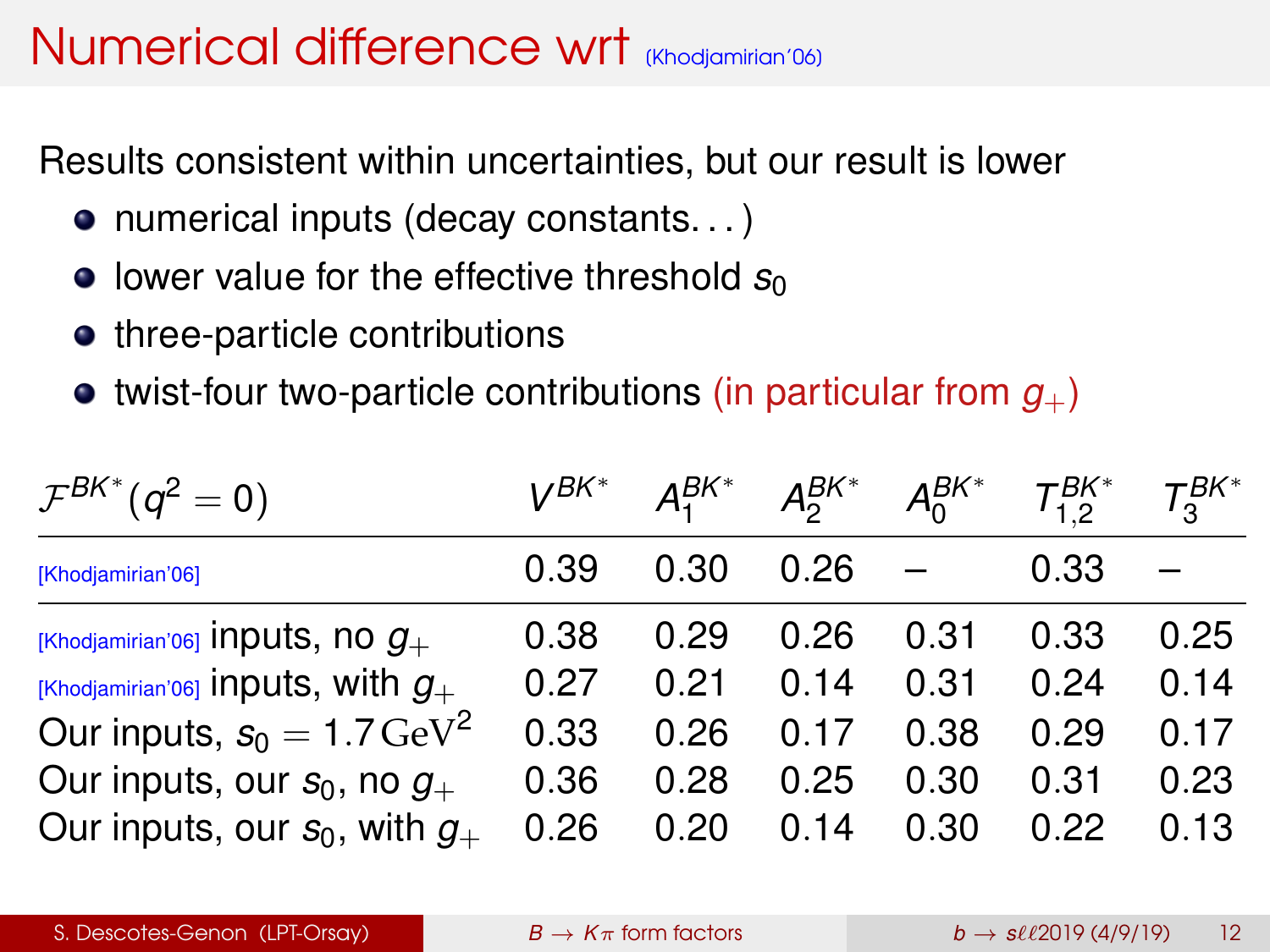# Numerical difference wrt (Khodjamirian'06)

Results consistent within uncertainties, but our result is lower

- numerical inputs (decay constants. . . )
- lower value for the effective threshold $s_0$
- three-particle contributions
- twist-four two-particle contributions (in particular from $g_+$)

| $\mathcal{F}^{BK^*}(q^2=0)$ | $V^{BK^*}$ | $A_1^{BK^*}$ | $A_2^{BK^*}$ | $A_0^{BK^*}$ | $T_{1,2}^{BK^*}$ | $T_3^{BK^*}$ |
|---|---|---|---|---|---|---|
| [Khodjamirian'06] | 0.39 | 0.30 | 0.26 | – | 0.33 | – |
| [Khodjamirian'06] inputs, no $g_+$ | 0.38 | 0.29 | 0.26 | 0.31 | 0.33 | 0.25 |
| [Khodjamirian'06] inputs, with $g_+$ | 0.27 | 0.21 | 0.14 | 0.31 | 0.24 | 0.14 |
| Our inputs, $s_0 = 1.7\,\mathrm{GeV}^2$ | 0.33 | 0.26 | 0.17 | 0.38 | 0.29 | 0.17 |
| Our inputs, our $s_0$, no $g_+$ | 0.36 | 0.28 | 0.25 | 0.30 | 0.31 | 0.23 |
| Our inputs, our $s_0$, with $g_+$ | 0.26 | 0.20 | 0.14 | 0.30 | 0.22 | 0.13 |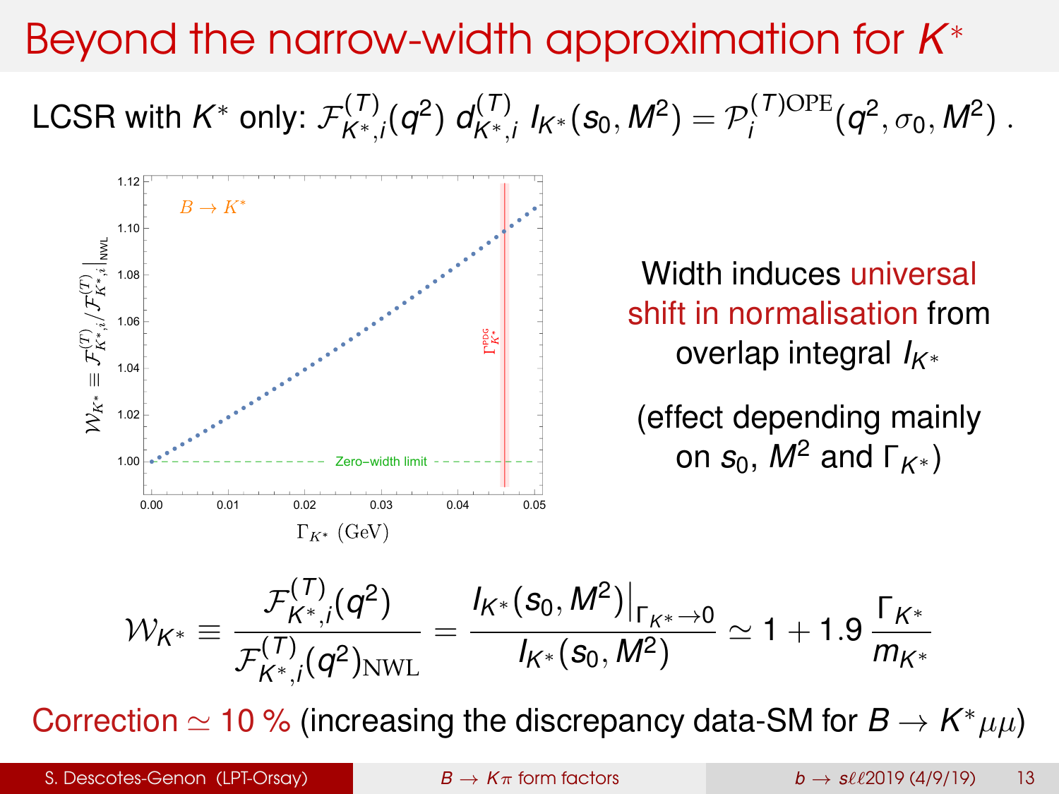# Beyond the narrow-width approximation for $K^*$

LCSR with $K^*$ only: $\mathcal{F}^{(T)}_{K^*,i}(q^2)\, d^{(T)}_{K^*,i}\, I_{K^*}(s_0, M^2) = \mathcal{P}^{(T)\mathrm{OPE}}_i(q^2, \sigma_0, M^2)$ .

Width induces universal shift in normalisation from overlap integral $I_{K^*}$

(effect depending mainly on $s_0$, $M^2$ and $\Gamma_{K^*}$)

$$\mathcal{W}_{K^*} \equiv \frac{\mathcal{F}^{(T)}_{K^*,i}(q^2)}{\mathcal{F}^{(T)}_{K^*,i}(q^2)_{\mathrm{NWL}}} = \frac{I_{K^*}(s_0, M^2)\big|_{\Gamma_{K^*}\to 0}}{I_{K^*}(s_0, M^2)} \simeq 1 + 1.9\,\frac{\Gamma_{K^*}}{m_{K^*}}$$

Correction $\simeq$ 10 % (increasing the discrepancy data-SM for $B \to K^*\mu\mu$)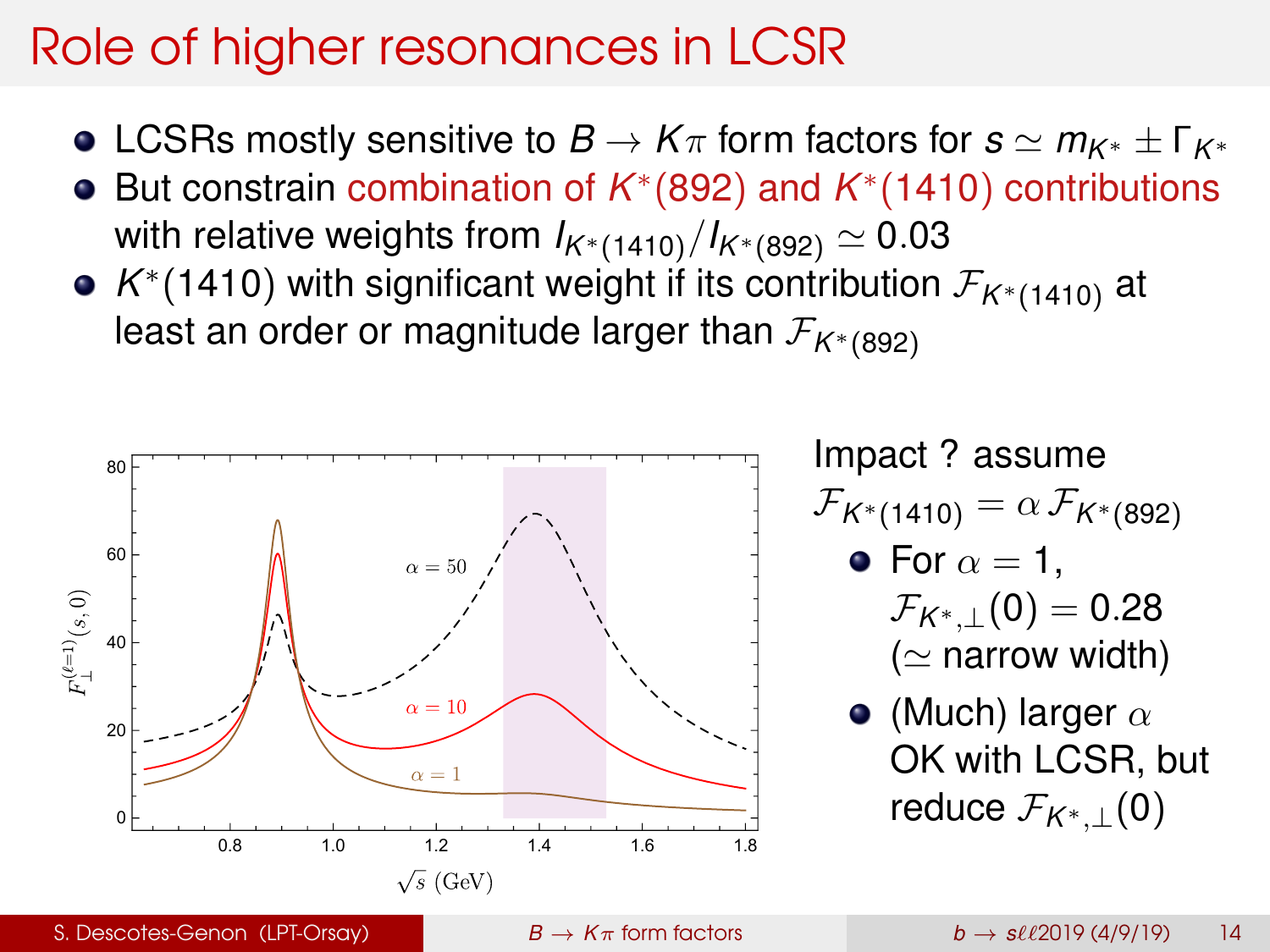# Role of higher resonances in LCSR

- LCSRs mostly sensitive to $B \to K\pi$ form factors for $s \simeq m_{K^*} \pm \Gamma_{K^*}$
- But constrain combination of $K^*(892)$ and $K^*(1410)$ contributions with relative weights from $I_{K^*(1410)}/I_{K^*(892)} \simeq 0.03$
- $K^*(1410)$ with significant weight if its contribution $\mathcal{F}_{K^*(1410)}$ at least an order or magnitude larger than $\mathcal{F}_{K^*(892)}$

Impact ? assume $\mathcal{F}_{K^*(1410)} = \alpha\,\mathcal{F}_{K^*(892)}$

- For $\alpha = 1$, $\mathcal{F}_{K^*,\perp}(0) = 0.28$ ($\simeq$ narrow width)
- (Much) larger $\alpha$ OK with LCSR, but reduce $\mathcal{F}_{K^*,\perp}(0)$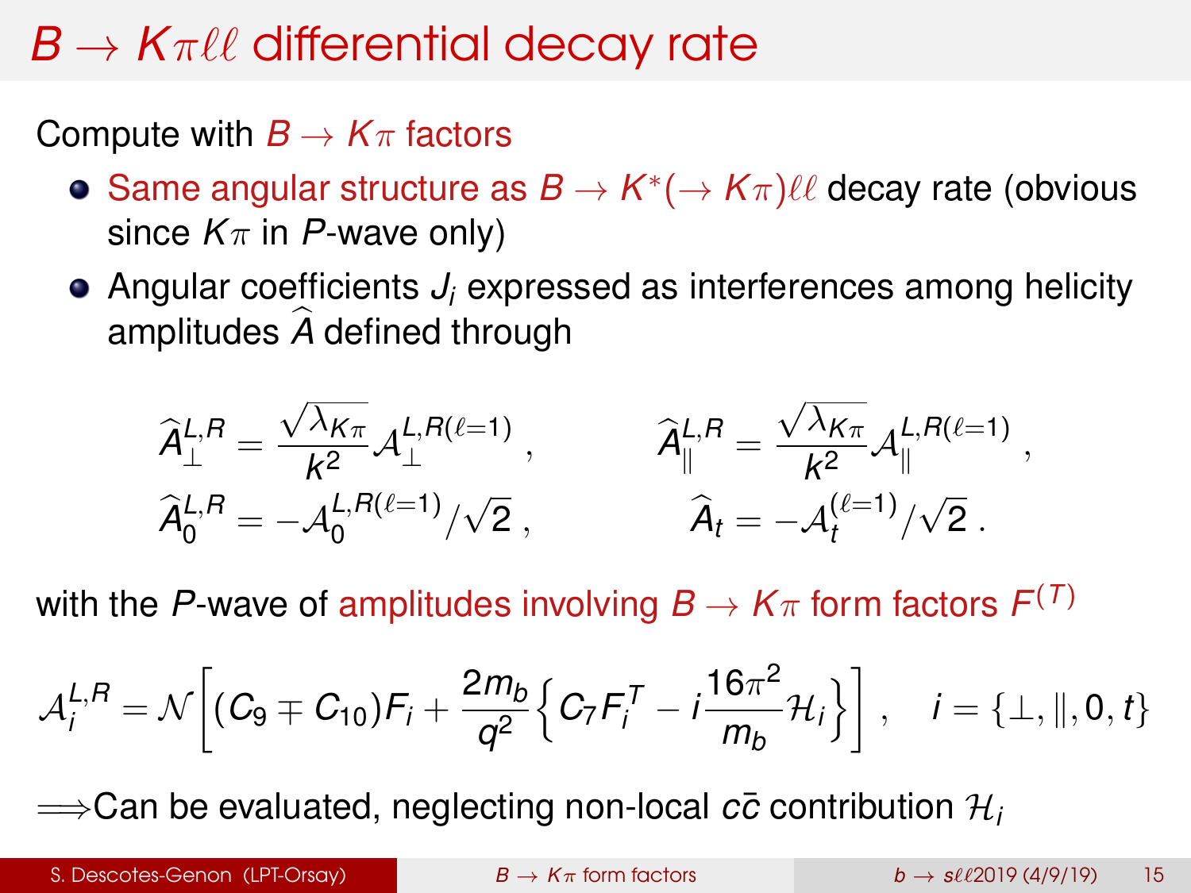# $B \to K\pi\ell\ell$ differential decay rate

Compute with $B \to K\pi$ factors

- Same angular structure as $B \to K^*(\to K\pi)\ell\ell$ decay rate (obvious since $K\pi$ in $P$-wave only)
- Angular coefficients $J_i$ expressed as interferences among helicity amplitudes $\widehat{A}$ defined through

$$\widehat{A}_\perp^{L,R} = \frac{\sqrt{\lambda_{K\pi}}}{k^2}\mathcal{A}_\perp^{L,R(\ell=1)}\,, \qquad \widehat{A}_\parallel^{L,R} = \frac{\sqrt{\lambda_{K\pi}}}{k^2}\mathcal{A}_\parallel^{L,R(\ell=1)}\,,$$

$$\widehat{A}_0^{L,R} = -\mathcal{A}_0^{L,R(\ell=1)}/\sqrt{2}\,, \qquad \widehat{A}_t = -\mathcal{A}_t^{(\ell=1)}/\sqrt{2}\,.$$

with the $P$-wave of amplitudes involving $B \to K\pi$ form factors $F^{(T)}$

$$\mathcal{A}_i^{L,R} = \mathcal{N}\left[(C_9 \mp C_{10})F_i + \frac{2m_b}{q^2}\left\{C_7 F_i^T - i\frac{16\pi^2}{m_b}\mathcal{H}_i\right\}\right]\,, \quad i = \{\perp, \parallel, 0, t\}$$

$\Longrightarrow$Can be evaluated, neglecting non-local $c\bar{c}$ contribution $\mathcal{H}_i$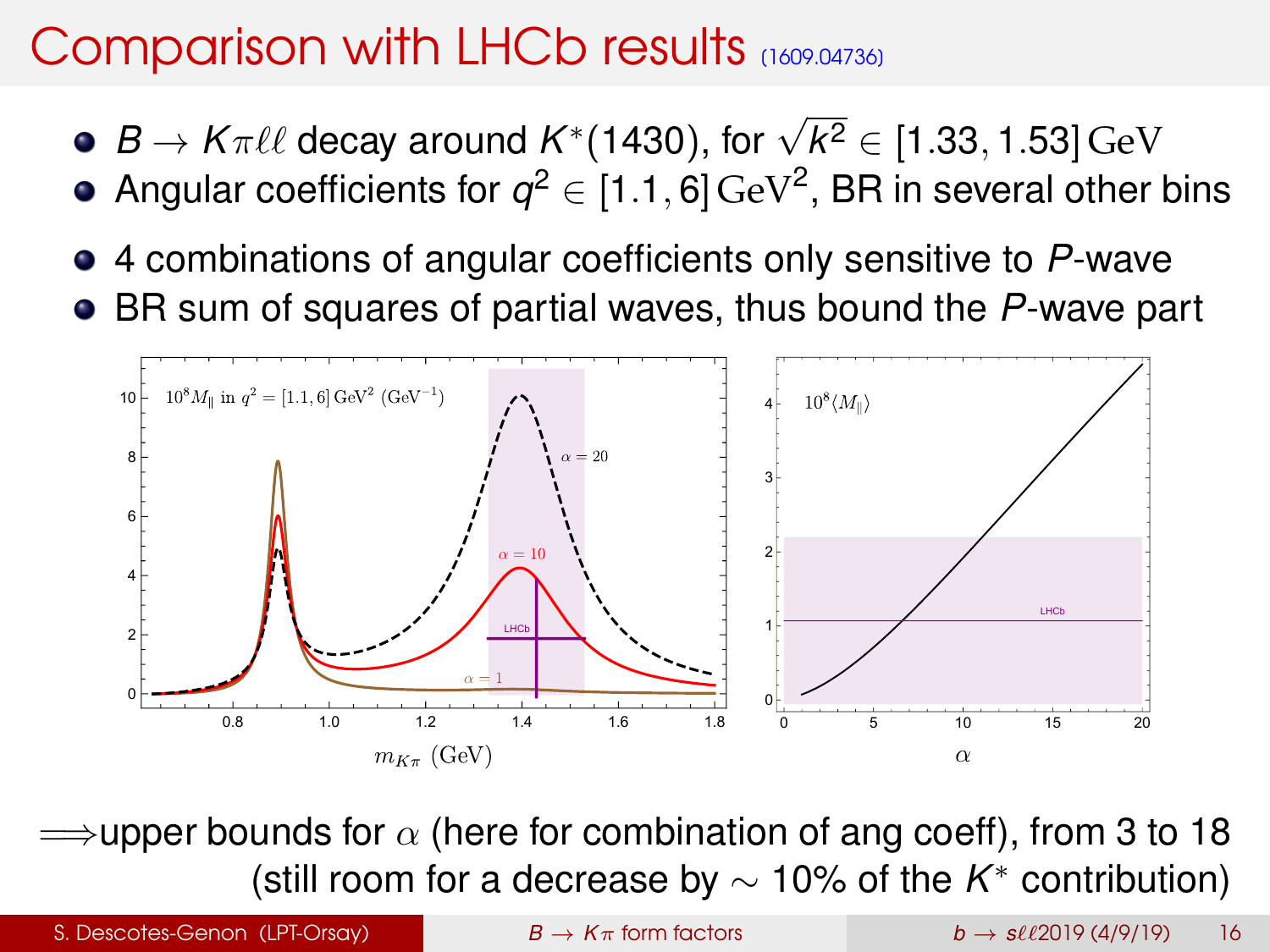# Comparison with LHCb results (1609.04736)

- $B \to K\pi\ell\ell$ decay around $K^*(1430)$, for $\sqrt{k^2} \in [1.33, 1.53]\,\mathrm{GeV}$
- Angular coefficients for $q^2 \in [1.1, 6]\,\mathrm{GeV}^2$, BR in several other bins
- 4 combinations of angular coefficients only sensitive to $P$-wave
- BR sum of squares of partial waves, thus bound the $P$-wave part

$\Longrightarrow$upper bounds for $\alpha$ (here for combination of ang coeff), from 3 to 18 (still room for a decrease by $\sim 10\%$ of the $K^*$ contribution)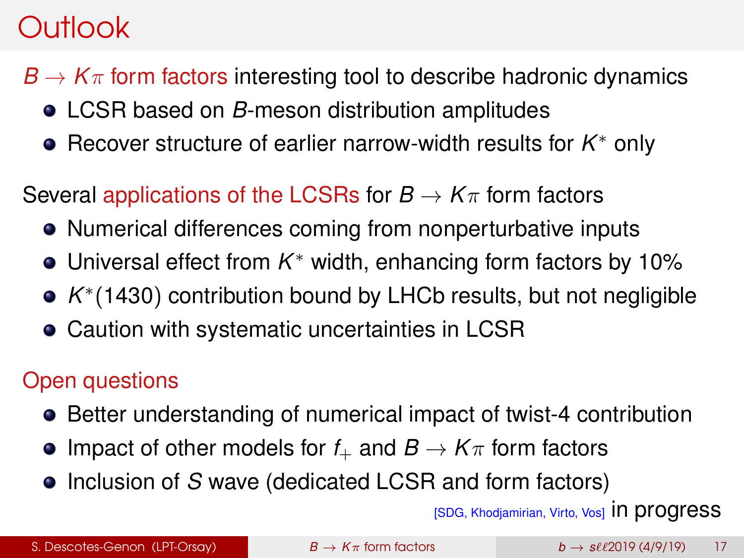# Outlook

$B \to K\pi$ form factors interesting tool to describe hadronic dynamics

- LCSR based on $B$-meson distribution amplitudes
- Recover structure of earlier narrow-width results for $K^*$ only

Several applications of the LCSRs for $B \to K\pi$ form factors

- Numerical differences coming from nonperturbative inputs
- Universal effect from $K^*$ width, enhancing form factors by 10%
- $K^*(1430)$ contribution bound by LHCb results, but not negligible
- Caution with systematic uncertainties in LCSR

Open questions

- Better understanding of numerical impact of twist-4 contribution
- Impact of other models for $f_+$ and $B \to K\pi$ form factors
- Inclusion of $S$ wave (dedicated LCSR and form factors)

[SDG, Khodjamirian, Virto, Vos] in progress